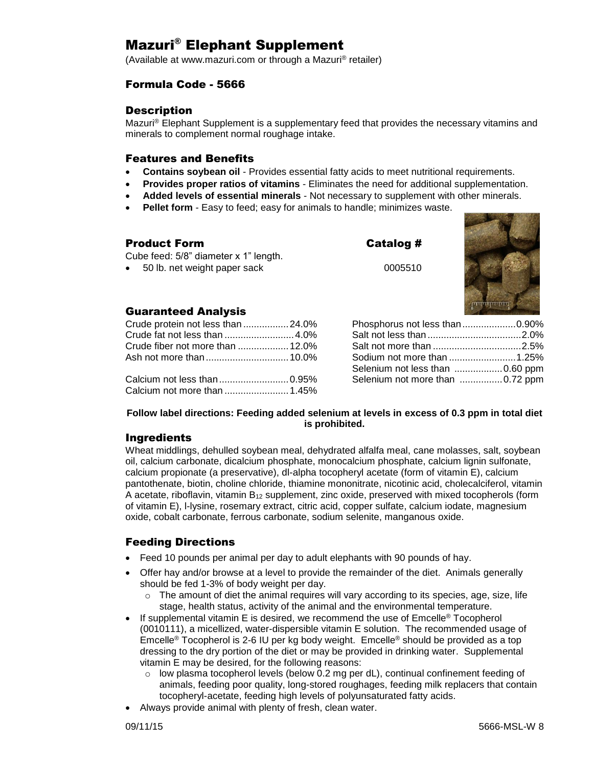# Mazuri® Elephant Supplement

(Available at www.mazuri.com or through a Mazuri® retailer)

### Formula Code - 5666

## Description

Mazuri® Elephant Supplement is a supplementary feed that provides the necessary vitamins and minerals to complement normal roughage intake.

## Features and Benefits

- **Contains soybean oil** - Provides essential fatty acids to meet nutritional requirements.
- **Provides proper ratios of vitamins** - Eliminates the need for additional supplementation.
- **Added levels of essential minerals** - Not necessary to supplement with other minerals.
- **Pellet form** - Easy to feed; easy for animals to handle; minimizes waste.

## Product Form

| Product Form | Catalog # |
| --- | --- |
| Cube feed: 5/8" diameter x 1" length. | |
| • 50 lb. net weight paper sack | 0005510 |

## Guaranteed Analysis

| Nutrient | Value |
| --- | --- |
| Crude protein not less than | 24.0% |
| Crude fat not less than | 4.0% |
| Crude fiber not more than | 12.0% |
| Ash not more than | 10.0% |
| Calcium not less than | 0.95% |
| Calcium not more than | 1.45% |
| Phosphorus not less than | 0.90% |
| Salt not less than | 2.0% |
| Salt not more than | 2.5% |
| Sodium not more than | 1.25% |
| Selenium not less than | 0.60 ppm |
| Selenium not more than | 0.72 ppm |

**Follow label directions: Feeding added selenium at levels in excess of 0.3 ppm in total diet is prohibited.**

## Ingredients

Wheat middlings, dehulled soybean meal, dehydrated alfalfa meal, cane molasses, salt, soybean oil, calcium carbonate, dicalcium phosphate, monocalcium phosphate, calcium lignin sulfonate, calcium propionate (a preservative), dl-alpha tocopheryl acetate (form of vitamin E), calcium pantothenate, biotin, choline chloride, thiamine mononitrate, nicotinic acid, cholecalciferol, vitamin A acetate, riboflavin, vitamin $B_{12}$ supplement, zinc oxide, preserved with mixed tocopherols (form of vitamin E), l-lysine, rosemary extract, citric acid, copper sulfate, calcium iodate, magnesium oxide, cobalt carbonate, ferrous carbonate, sodium selenite, manganous oxide.

## Feeding Directions

- Feed 10 pounds per animal per day to adult elephants with 90 pounds of hay.
- Offer hay and/or browse at a level to provide the remainder of the diet. Animals generally should be fed 1-3% of body weight per day.
  - The amount of diet the animal requires will vary according to its species, age, size, life stage, health status, activity of the animal and the environmental temperature.
- If supplemental vitamin E is desired, we recommend the use of Emcelle® Tocopherol (0010111), a micellized, water-dispersible vitamin E solution. The recommended usage of Emcelle® Tocopherol is 2-6 IU per kg body weight. Emcelle® should be provided as a top dressing to the dry portion of the diet or may be provided in drinking water. Supplemental vitamin E may be desired, for the following reasons:
  - low plasma tocopherol levels (below 0.2 mg per dL), continual confinement feeding of animals, feeding poor quality, long-stored roughages, feeding milk replacers that contain tocopheryl-acetate, feeding high levels of polyunsaturated fatty acids.
- Always provide animal with plenty of fresh, clean water.

09/11/15 5666-MSL-W 8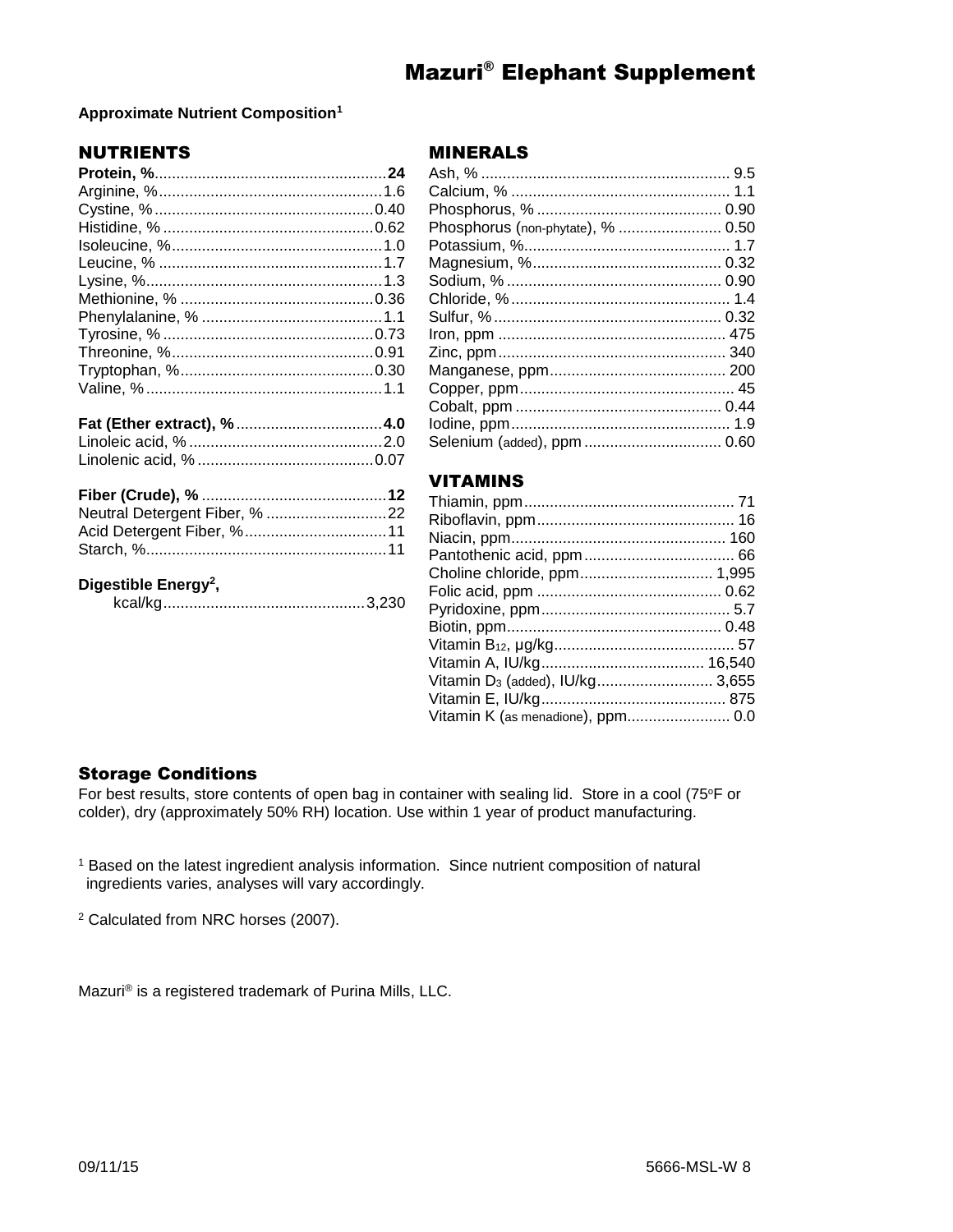# Mazuri® Elephant Supplement

**Approximate Nutrient Composition[1]**

## NUTRIENTS

| | |
|---|---|
| **Protein, %** | **24** |
| Arginine, % | 1.6 |
| Cystine, % | 0.40 |
| Histidine, % | 0.62 |
| Isoleucine, % | 1.0 |
| Leucine, % | 1.7 |
| Lysine, % | 1.3 |
| Methionine, % | 0.36 |
| Phenylalanine, % | 1.1 |
| Tyrosine, % | 0.73 |
| Threonine, % | 0.91 |
| Tryptophan, % | 0.30 |
| Valine, % | 1.1 |
| **Fat (Ether extract), %** | **4.0** |
| Linoleic acid, % | 2.0 |
| Linolenic acid, % | 0.07 |
| **Fiber (Crude), %** | **12** |
| Neutral Detergent Fiber, % | 22 |
| Acid Detergent Fiber, % | 11 |
| Starch, % | 11 |
| **Digestible Energy[2],** kcal/kg | 3,230 |

## MINERALS

| | |
|---|---|
| Ash, % | 9.5 |
| Calcium, % | 1.1 |
| Phosphorus, % | 0.90 |
| Phosphorus (non-phytate), % | 0.50 |
| Potassium, % | 1.7 |
| Magnesium, % | 0.32 |
| Sodium, % | 0.90 |
| Chloride, % | 1.4 |
| Sulfur, % | 0.32 |
| Iron, ppm | 475 |
| Zinc, ppm | 340 |
| Manganese, ppm | 200 |
| Copper, ppm | 45 |
| Cobalt, ppm | 0.44 |
| Iodine, ppm | 1.9 |
| Selenium (added), ppm | 0.60 |

## VITAMINS

| | |
|---|---|
| Thiamin, ppm | 71 |
| Riboflavin, ppm | 16 |
| Niacin, ppm | 160 |
| Pantothenic acid, ppm | 66 |
| Choline chloride, ppm | 1,995 |
| Folic acid, ppm | 0.62 |
| Pyridoxine, ppm | 5.7 |
| Biotin, ppm | 0.48 |
| Vitamin $B_{12}$, µg/kg | 57 |
| Vitamin A, IU/kg | 16,540 |
| Vitamin $D_3$ (added), IU/kg | 3,655 |
| Vitamin E, IU/kg | 875 |
| Vitamin K (as menadione), ppm | 0.0 |

## Storage Conditions

For best results, store contents of open bag in container with sealing lid. Store in a cool (75°F or colder), dry (approximately 50% RH) location. Use within 1 year of product manufacturing.

[1] Based on the latest ingredient analysis information. Since nutrient composition of natural ingredients varies, analyses will vary accordingly.

[2] Calculated from NRC horses (2007).

Mazuri® is a registered trademark of Purina Mills, LLC.

09/11/15 5666-MSL-W 8